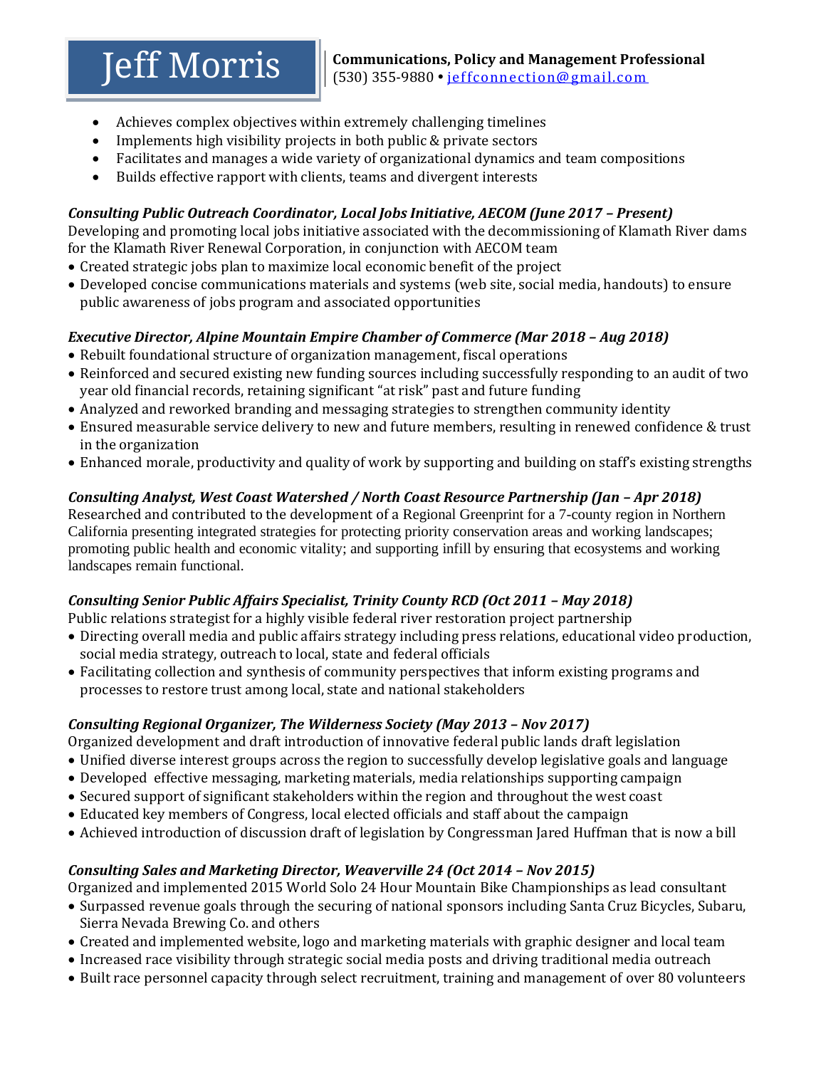# Jeff Morris

**Communications, Policy and Management Professional**
(530) 355-9880 • jeffconnection@gmail.com

- Achieves complex objectives within extremely challenging timelines
- Implements high visibility projects in both public & private sectors
- Facilitates and manages a wide variety of organizational dynamics and team compositions
- Builds effective rapport with clients, teams and divergent interests

***Consulting Public Outreach Coordinator, Local Jobs Initiative, AECOM (June 2017 – Present)***

Developing and promoting local jobs initiative associated with the decommissioning of Klamath River dams for the Klamath River Renewal Corporation, in conjunction with AECOM team

- Created strategic jobs plan to maximize local economic benefit of the project
- Developed concise communications materials and systems (web site, social media, handouts) to ensure public awareness of jobs program and associated opportunities

***Executive Director, Alpine Mountain Empire Chamber of Commerce (Mar 2018 – Aug 2018)***

- Rebuilt foundational structure of organization management, fiscal operations
- Reinforced and secured existing new funding sources including successfully responding to an audit of two year old financial records, retaining significant "at risk" past and future funding
- Analyzed and reworked branding and messaging strategies to strengthen community identity
- Ensured measurable service delivery to new and future members, resulting in renewed confidence & trust in the organization
- Enhanced morale, productivity and quality of work by supporting and building on staff's existing strengths

***Consulting Analyst, West Coast Watershed / North Coast Resource Partnership (Jan – Apr 2018)***

Researched and contributed to the development of a Regional Greenprint for a 7-county region in Northern California presenting integrated strategies for protecting priority conservation areas and working landscapes; promoting public health and economic vitality; and supporting infill by ensuring that ecosystems and working landscapes remain functional.

***Consulting Senior Public Affairs Specialist, Trinity County RCD (Oct 2011 – May 2018)***

Public relations strategist for a highly visible federal river restoration project partnership

- Directing overall media and public affairs strategy including press relations, educational video production, social media strategy, outreach to local, state and federal officials
- Facilitating collection and synthesis of community perspectives that inform existing programs and processes to restore trust among local, state and national stakeholders

***Consulting Regional Organizer, The Wilderness Society (May 2013 – Nov 2017)***

Organized development and draft introduction of innovative federal public lands draft legislation

- Unified diverse interest groups across the region to successfully develop legislative goals and language
- Developed effective messaging, marketing materials, media relationships supporting campaign
- Secured support of significant stakeholders within the region and throughout the west coast
- Educated key members of Congress, local elected officials and staff about the campaign
- Achieved introduction of discussion draft of legislation by Congressman Jared Huffman that is now a bill

***Consulting Sales and Marketing Director, Weaverville 24 (Oct 2014 – Nov 2015)***

Organized and implemented 2015 World Solo 24 Hour Mountain Bike Championships as lead consultant

- Surpassed revenue goals through the securing of national sponsors including Santa Cruz Bicycles, Subaru, Sierra Nevada Brewing Co. and others
- Created and implemented website, logo and marketing materials with graphic designer and local team
- Increased race visibility through strategic social media posts and driving traditional media outreach
- Built race personnel capacity through select recruitment, training and management of over 80 volunteers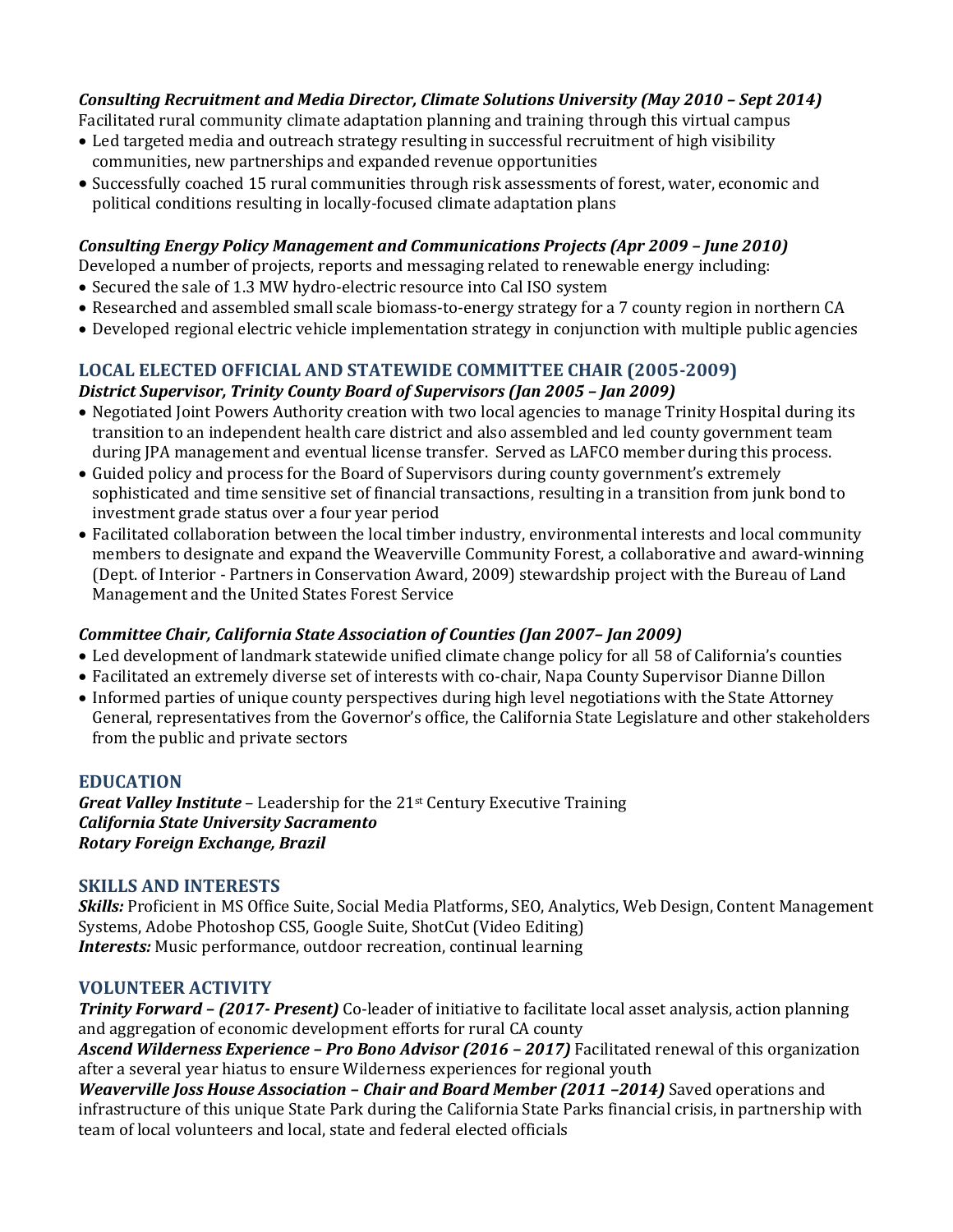***Consulting Recruitment and Media Director, Climate Solutions University (May 2010 – Sept 2014)***
Facilitated rural community climate adaptation planning and training through this virtual campus

- Led targeted media and outreach strategy resulting in successful recruitment of high visibility communities, new partnerships and expanded revenue opportunities
- Successfully coached 15 rural communities through risk assessments of forest, water, economic and political conditions resulting in locally-focused climate adaptation plans

***Consulting Energy Policy Management and Communications Projects (Apr 2009 – June 2010)***
Developed a number of projects, reports and messaging related to renewable energy including:

- Secured the sale of 1.3 MW hydro-electric resource into Cal ISO system
- Researched and assembled small scale biomass-to-energy strategy for a 7 county region in northern CA
- Developed regional electric vehicle implementation strategy in conjunction with multiple public agencies

## LOCAL ELECTED OFFICIAL AND STATEWIDE COMMITTEE CHAIR (2005-2009)

***District Supervisor, Trinity County Board of Supervisors (Jan 2005 – Jan 2009)***

- Negotiated Joint Powers Authority creation with two local agencies to manage Trinity Hospital during its transition to an independent health care district and also assembled and led county government team during JPA management and eventual license transfer. Served as LAFCO member during this process.
- Guided policy and process for the Board of Supervisors during county government's extremely sophisticated and time sensitive set of financial transactions, resulting in a transition from junk bond to investment grade status over a four year period
- Facilitated collaboration between the local timber industry, environmental interests and local community members to designate and expand the Weaverville Community Forest, a collaborative and award-winning (Dept. of Interior - Partners in Conservation Award, 2009) stewardship project with the Bureau of Land Management and the United States Forest Service

***Committee Chair, California State Association of Counties (Jan 2007– Jan 2009)***

- Led development of landmark statewide unified climate change policy for all 58 of California's counties
- Facilitated an extremely diverse set of interests with co-chair, Napa County Supervisor Dianne Dillon
- Informed parties of unique county perspectives during high level negotiations with the State Attorney General, representatives from the Governor's office, the California State Legislature and other stakeholders from the public and private sectors

## EDUCATION

***Great Valley Institute*** – Leadership for the 21st Century Executive Training
***California State University Sacramento***
***Rotary Foreign Exchange, Brazil***

## SKILLS AND INTERESTS

***Skills:*** Proficient in MS Office Suite, Social Media Platforms, SEO, Analytics, Web Design, Content Management Systems, Adobe Photoshop CS5, Google Suite, ShotCut (Video Editing)
***Interests:*** Music performance, outdoor recreation, continual learning

## VOLUNTEER ACTIVITY

***Trinity Forward – (2017- Present)*** Co-leader of initiative to facilitate local asset analysis, action planning and aggregation of economic development efforts for rural CA county
***Ascend Wilderness Experience – Pro Bono Advisor (2016 – 2017)*** Facilitated renewal of this organization after a several year hiatus to ensure Wilderness experiences for regional youth
***Weaverville Joss House Association – Chair and Board Member (2011 –2014)*** Saved operations and infrastructure of this unique State Park during the California State Parks financial crisis, in partnership with team of local volunteers and local, state and federal elected officials